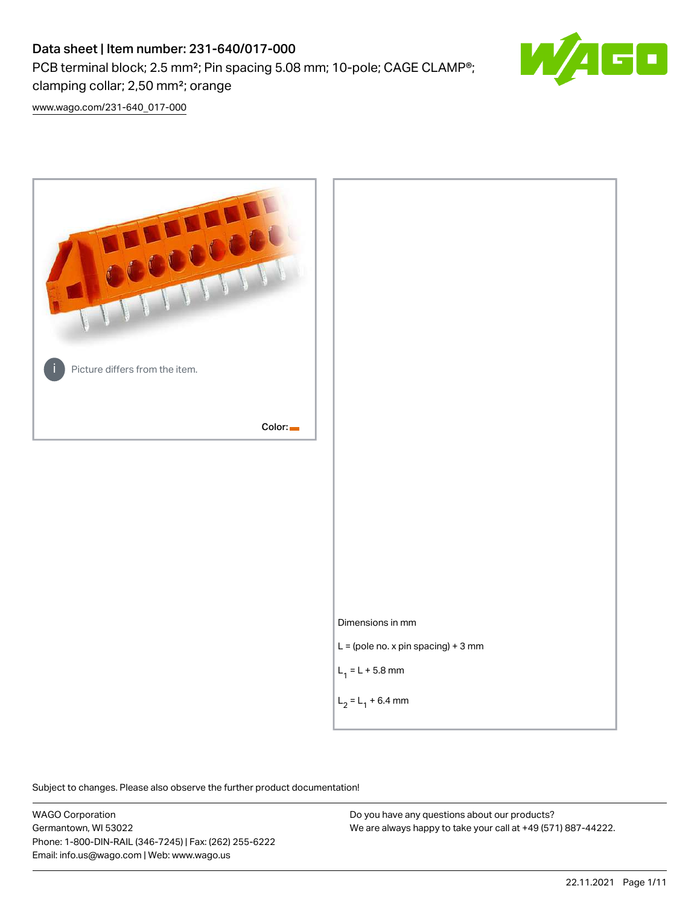# Data sheet | Item number: 231-640/017-000

PCB terminal block; 2.5 mm²; Pin spacing 5.08 mm; 10-pole; CAGE CLAMP®; clamping collar; 2,50 mm²; orange

www.wago.com/231-640_017-000

Picture differs from the item.

Color:

Dimensions in mm

L = (pole no. x pin spacing) + 3 mm

$L_1$ = L + 5.8 mm

$L_2$ = $L_1$ + 6.4 mm

Subject to changes. Please also observe the further product documentation!

WAGO Corporation
Germantown, WI 53022
Phone: 1-800-DIN-RAIL (346-7245) | Fax: (262) 255-6222
Email: info.us@wago.com | Web: www.wago.us

Do you have any questions about our products?
We are always happy to take your call at +49 (571) 887-44222.

22.11.2021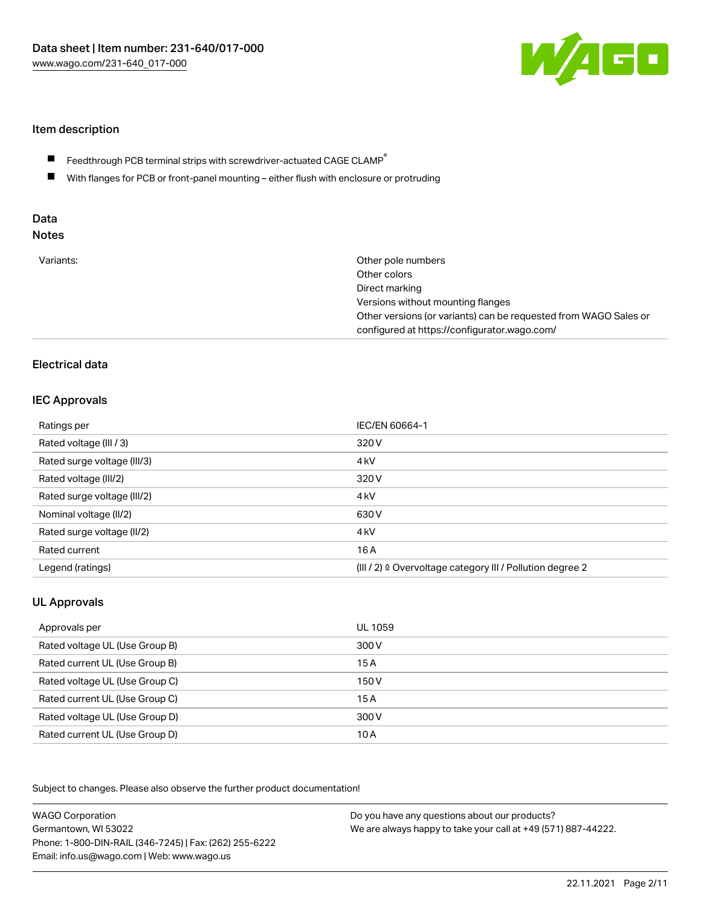## Item description

- Feedthrough PCB terminal strips with screwdriver-actuated CAGE CLAMP®
- With flanges for PCB or front-panel mounting – either flush with enclosure or protruding

## Data
### Notes

| | |
|---|---|
| Variants: | Other pole numbers<br>Other colors<br>Direct marking<br>Versions without mounting flanges<br>Other versions (or variants) can be requested from WAGO Sales or configured at https://configurator.wago.com/ |

## Electrical data

### IEC Approvals

| | |
|---|---|
| Ratings per | IEC/EN 60664-1 |
| Rated voltage (III / 3) | 320 V |
| Rated surge voltage (III/3) | 4 kV |
| Rated voltage (III/2) | 320 V |
| Rated surge voltage (III/2) | 4 kV |
| Nominal voltage (II/2) | 630 V |
| Rated surge voltage (II/2) | 4 kV |
| Rated current | 16 A |
| Legend (ratings) | (III / 2) ≙ Overvoltage category III / Pollution degree 2 |

### UL Approvals

| | |
|---|---|
| Approvals per | UL 1059 |
| Rated voltage UL (Use Group B) | 300 V |
| Rated current UL (Use Group B) | 15 A |
| Rated voltage UL (Use Group C) | 150 V |
| Rated current UL (Use Group C) | 15 A |
| Rated voltage UL (Use Group D) | 300 V |
| Rated current UL (Use Group D) | 10 A |

Subject to changes. Please also observe the further product documentation!

WAGO Corporation
Germantown, WI 53022
Phone: 1-800-DIN-RAIL (346-7245) | Fax: (262) 255-6222
Email: info.us@wago.com | Web: www.wago.us

Do you have any questions about our products?
We are always happy to take your call at +49 (571) 887-44222.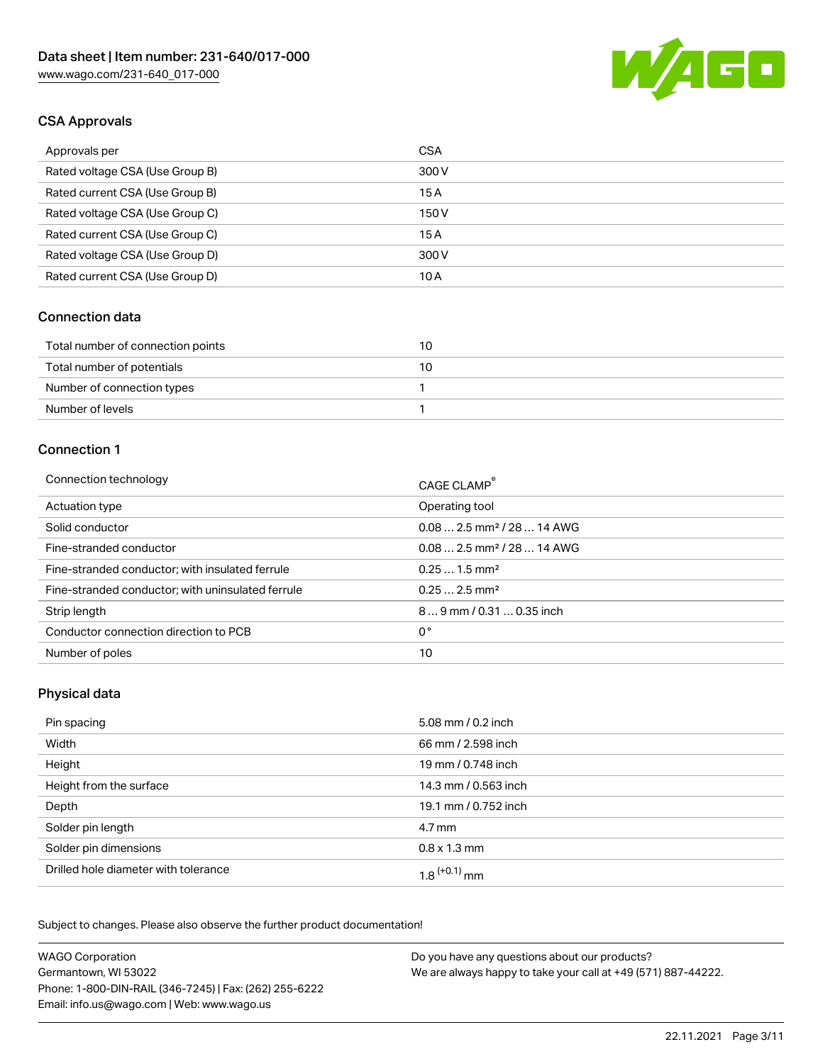## CSA Approvals

| Approvals per | CSA |
| --- | --- |
| Rated voltage CSA (Use Group B) | 300 V |
| Rated current CSA (Use Group B) | 15 A |
| Rated voltage CSA (Use Group C) | 150 V |
| Rated current CSA (Use Group C) | 15 A |
| Rated voltage CSA (Use Group D) | 300 V |
| Rated current CSA (Use Group D) | 10 A |

## Connection data

| Total number of connection points | 10 |
| --- | --- |
| Total number of potentials | 10 |
| Number of connection types | 1 |
| Number of levels | 1 |

## Connection 1

| Connection technology | CAGE CLAMP® |
| --- | --- |
| Actuation type | Operating tool |
| Solid conductor | 0.08 … 2.5 mm² / 28 … 14 AWG |
| Fine-stranded conductor | 0.08 … 2.5 mm² / 28 … 14 AWG |
| Fine-stranded conductor; with insulated ferrule | 0.25 … 1.5 mm² |
| Fine-stranded conductor; with uninsulated ferrule | 0.25 … 2.5 mm² |
| Strip length | 8 … 9 mm / 0.31 … 0.35 inch |
| Conductor connection direction to PCB | 0 ° |
| Number of poles | 10 |

## Physical data

| Pin spacing | 5.08 mm / 0.2 inch |
| --- | --- |
| Width | 66 mm / 2.598 inch |
| Height | 19 mm / 0.748 inch |
| Height from the surface | 14.3 mm / 0.563 inch |
| Depth | 19.1 mm / 0.752 inch |
| Solder pin length | 4.7 mm |
| Solder pin dimensions | 0.8 x 1.3 mm |
| Drilled hole diameter with tolerance | $1.8^{(+0.1)}$ mm |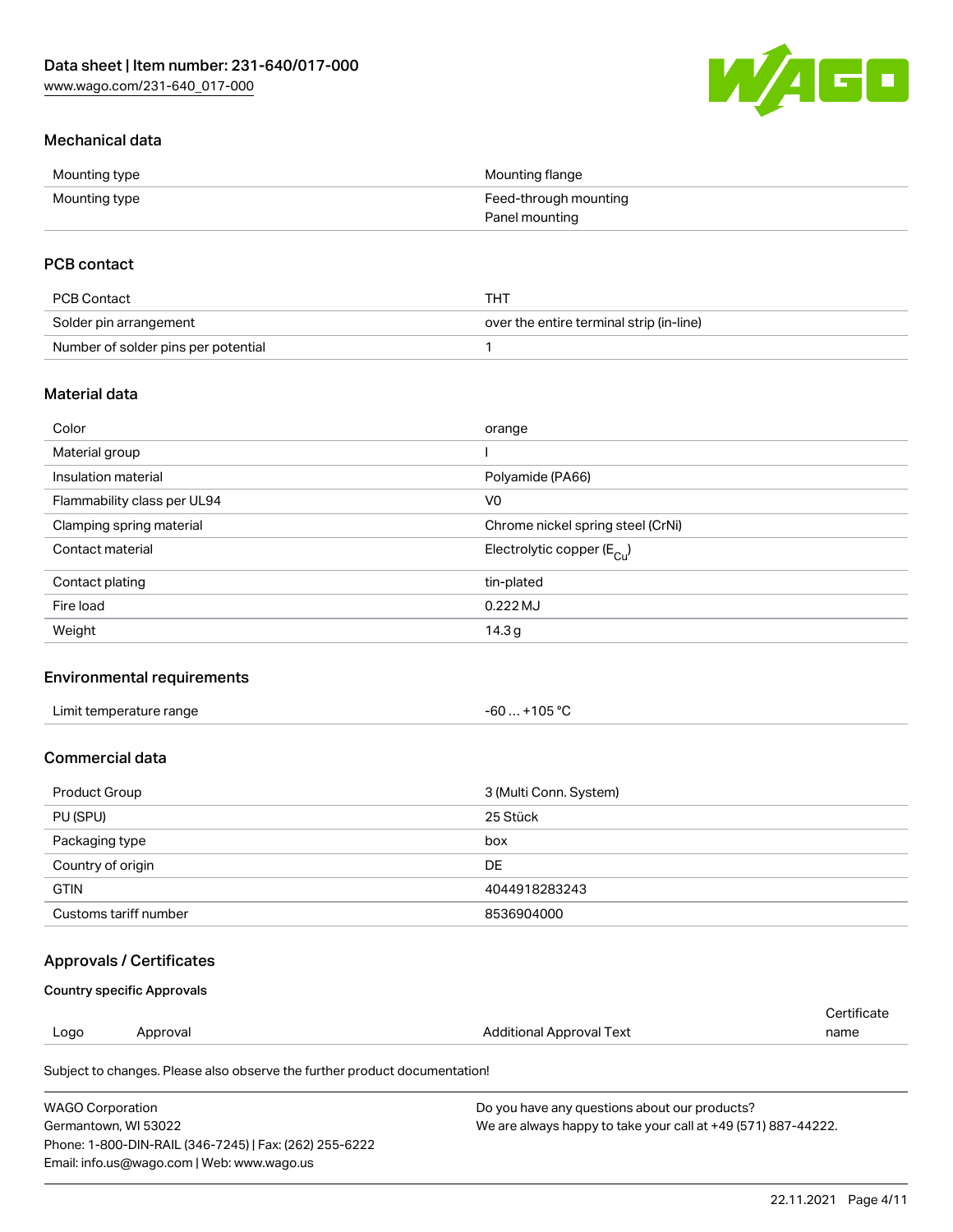### Mechanical data

| Mounting type | Mounting flange |
|---|---|
| Mounting type | Feed-through mounting<br>Panel mounting |

### PCB contact

| PCB Contact | THT |
|---|---|
| Solder pin arrangement | over the entire terminal strip (in-line) |
| Number of solder pins per potential | 1 |

### Material data

| Color | orange |
|---|---|
| Material group | I |
| Insulation material | Polyamide (PA66) |
| Flammability class per UL94 | V0 |
| Clamping spring material | Chrome nickel spring steel (CrNi) |
| Contact material | Electrolytic copper ($E_{Cu}$) |
| Contact plating | tin-plated |
| Fire load | 0.222 MJ |
| Weight | 14.3 g |

### Environmental requirements

| Limit temperature range | -60 … +105 °C |
|---|---|

### Commercial data

| Product Group | 3 (Multi Conn. System) |
|---|---|
| PU (SPU) | 25 Stück |
| Packaging type | box |
| Country of origin | DE |
| GTIN | 4044918283243 |
| Customs tariff number | 8536904000 |

### Approvals / Certificates

#### Country specific Approvals

| Logo | Approval | Additional Approval Text | Certificate name |
|---|---|---|---|

Subject to changes. Please also observe the further product documentation!

WAGO Corporation
Germantown, WI 53022
Phone: 1-800-DIN-RAIL (346-7245) | Fax: (262) 255-6222
Email: info.us@wago.com | Web: www.wago.us

Do you have any questions about our products?
We are always happy to take your call at +49 (571) 887-44222.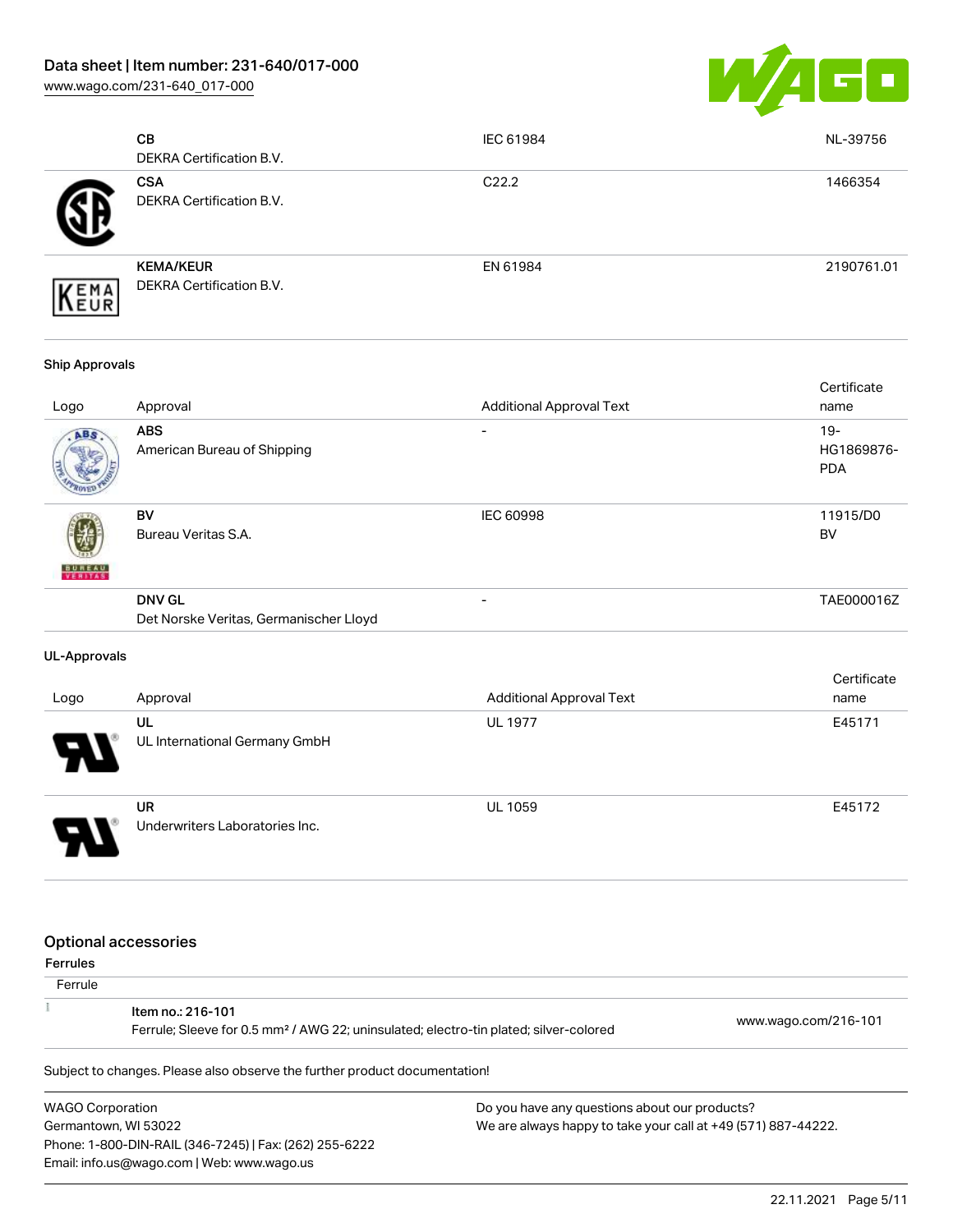| Logo | Approval | Additional Approval Text | Certificate name |
| --- | --- | --- | --- |
| | **CB**<br>DEKRA Certification B.V. | IEC 61984 | NL-39756 |
| | **CSA**<br>DEKRA Certification B.V. | C22.2 | 1466354 |
| | **KEMA/KEUR**<br>DEKRA Certification B.V. | EN 61984 | 2190761.01 |

**Ship Approvals**

| Logo | Approval | Additional Approval Text | Certificate name |
| --- | --- | --- | --- |
| | **ABS**<br>American Bureau of Shipping | - | 19-HG1869876-PDA |
| | **BV**<br>Bureau Veritas S.A. | IEC 60998 | 11915/D0 BV |
| | **DNV GL**<br>Det Norske Veritas, Germanischer Lloyd | - | TAE000016Z |

**UL-Approvals**

| Logo | Approval | Additional Approval Text | Certificate name |
| --- | --- | --- | --- |
| | **UL**<br>UL International Germany GmbH | UL 1977 | E45171 |
| | **UR**<br>Underwriters Laboratories Inc. | UL 1059 | E45172 |

## Optional accessories

**Ferrules**

Ferrule

| | | |
| --- | --- | --- |
| | **Item no.: 216-101**<br>Ferrule; Sleeve for 0.5 mm² / AWG 22; uninsulated; electro-tin plated; silver-colored | www.wago.com/216-101 |

Subject to changes. Please also observe the further product documentation!

WAGO Corporation
Germantown, WI 53022
Phone: 1-800-DIN-RAIL (346-7245) | Fax: (262) 255-6222
Email: info.us@wago.com | Web: www.wago.us

Do you have any questions about our products?
We are always happy to take your call at +49 (571) 887-44222.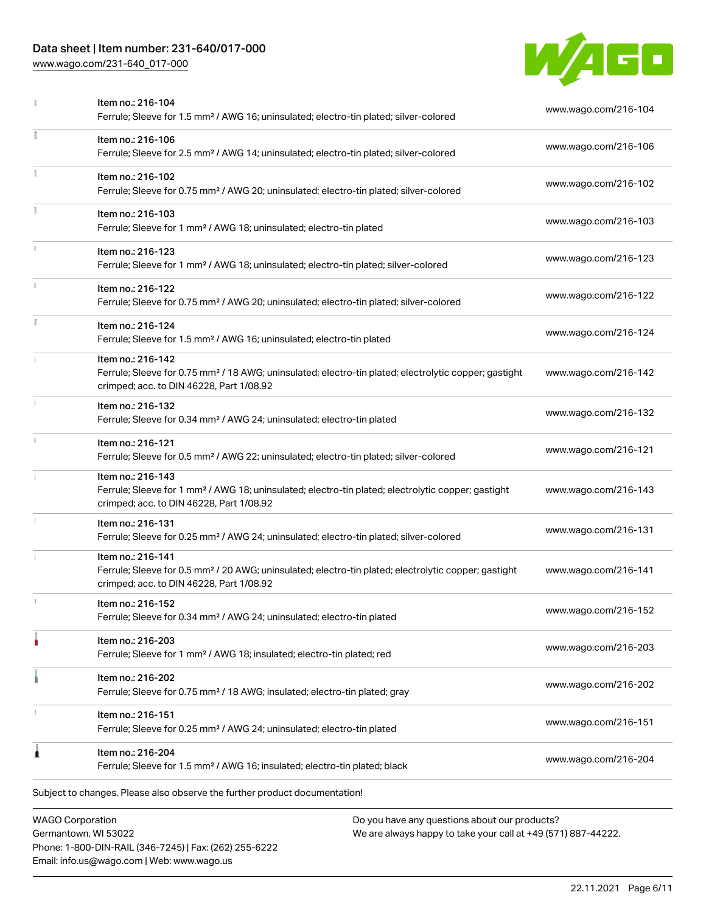| Item | Link |
|---|---|
| Item no.: 216-104<br>Ferrule; Sleeve for 1.5 mm² / AWG 16; uninsulated; electro-tin plated; silver-colored | www.wago.com/216-104 |
| Item no.: 216-106<br>Ferrule; Sleeve for 2.5 mm² / AWG 14; uninsulated; electro-tin plated; silver-colored | www.wago.com/216-106 |
| Item no.: 216-102<br>Ferrule; Sleeve for 0.75 mm² / AWG 20; uninsulated; electro-tin plated; silver-colored | www.wago.com/216-102 |
| Item no.: 216-103<br>Ferrule; Sleeve for 1 mm² / AWG 18; uninsulated; electro-tin plated | www.wago.com/216-103 |
| Item no.: 216-123<br>Ferrule; Sleeve for 1 mm² / AWG 18; uninsulated; electro-tin plated; silver-colored | www.wago.com/216-123 |
| Item no.: 216-122<br>Ferrule; Sleeve for 0.75 mm² / AWG 20; uninsulated; electro-tin plated; silver-colored | www.wago.com/216-122 |
| Item no.: 216-124<br>Ferrule; Sleeve for 1.5 mm² / AWG 16; uninsulated; electro-tin plated | www.wago.com/216-124 |
| Item no.: 216-142<br>Ferrule; Sleeve for 0.75 mm² / 18 AWG; uninsulated; electro-tin plated; electrolytic copper; gastight crimped; acc. to DIN 46228, Part 1/08.92 | www.wago.com/216-142 |
| Item no.: 216-132<br>Ferrule; Sleeve for 0.34 mm² / AWG 24; uninsulated; electro-tin plated | www.wago.com/216-132 |
| Item no.: 216-121<br>Ferrule; Sleeve for 0.5 mm² / AWG 22; uninsulated; electro-tin plated; silver-colored | www.wago.com/216-121 |
| Item no.: 216-143<br>Ferrule; Sleeve for 1 mm² / AWG 18; uninsulated; electro-tin plated; electrolytic copper; gastight crimped; acc. to DIN 46228, Part 1/08.92 | www.wago.com/216-143 |
| Item no.: 216-131<br>Ferrule; Sleeve for 0.25 mm² / AWG 24; uninsulated; electro-tin plated; silver-colored | www.wago.com/216-131 |
| Item no.: 216-141<br>Ferrule; Sleeve for 0.5 mm² / 20 AWG; uninsulated; electro-tin plated; electrolytic copper; gastight crimped; acc. to DIN 46228, Part 1/08.92 | www.wago.com/216-141 |
| Item no.: 216-152<br>Ferrule; Sleeve for 0.34 mm² / AWG 24; uninsulated; electro-tin plated | www.wago.com/216-152 |
| Item no.: 216-203<br>Ferrule; Sleeve for 1 mm² / AWG 18; insulated; electro-tin plated; red | www.wago.com/216-203 |
| Item no.: 216-202<br>Ferrule; Sleeve for 0.75 mm² / 18 AWG; insulated; electro-tin plated; gray | www.wago.com/216-202 |
| Item no.: 216-151<br>Ferrule; Sleeve for 0.25 mm² / AWG 24; uninsulated; electro-tin plated | www.wago.com/216-151 |
| Item no.: 216-204<br>Ferrule; Sleeve for 1.5 mm² / AWG 16; insulated; electro-tin plated; black | www.wago.com/216-204 |

Subject to changes. Please also observe the further product documentation!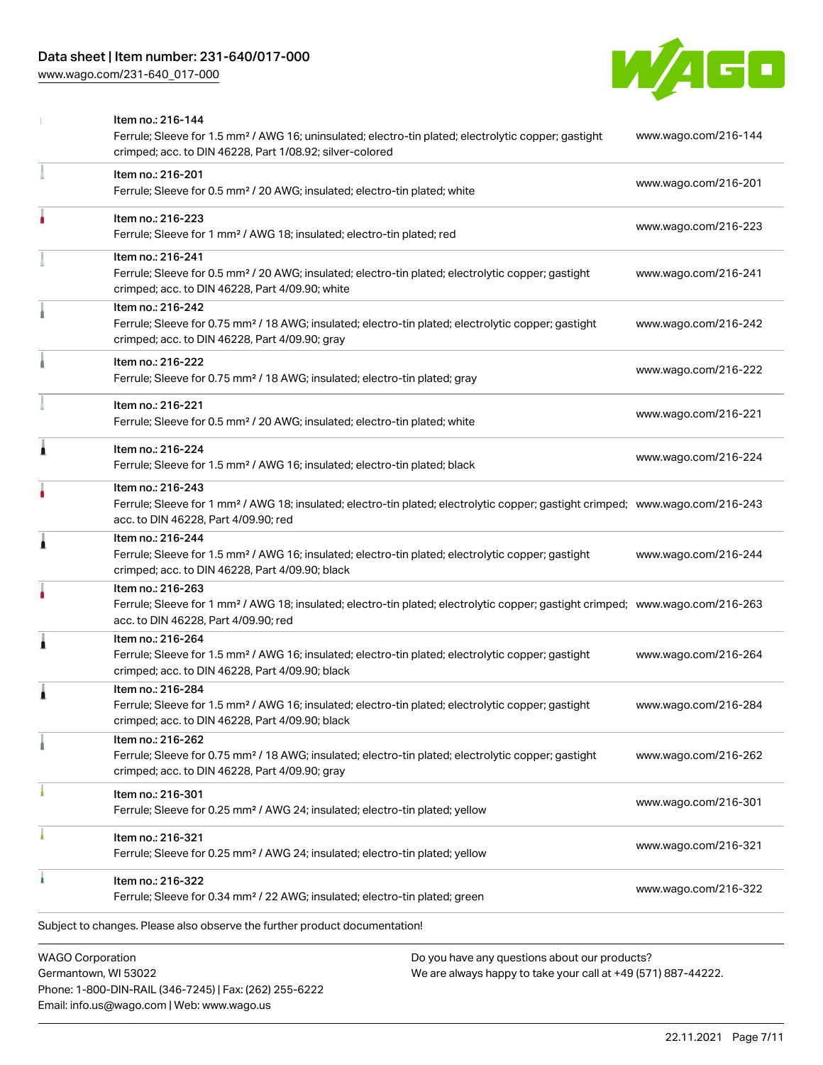| Item | Description | Link |
|---|---|---|
| Item no.: 216-144 | Ferrule; Sleeve for 1.5 mm² / AWG 16; uninsulated; electro-tin plated; electrolytic copper; gastight crimped; acc. to DIN 46228, Part 1/08.92; silver-colored | www.wago.com/216-144 |
| Item no.: 216-201 | Ferrule; Sleeve for 0.5 mm² / 20 AWG; insulated; electro-tin plated; white | www.wago.com/216-201 |
| Item no.: 216-223 | Ferrule; Sleeve for 1 mm² / AWG 18; insulated; electro-tin plated; red | www.wago.com/216-223 |
| Item no.: 216-241 | Ferrule; Sleeve for 0.5 mm² / 20 AWG; insulated; electro-tin plated; electrolytic copper; gastight crimped; acc. to DIN 46228, Part 4/09.90; white | www.wago.com/216-241 |
| Item no.: 216-242 | Ferrule; Sleeve for 0.75 mm² / 18 AWG; insulated; electro-tin plated; electrolytic copper; gastight crimped; acc. to DIN 46228, Part 4/09.90; gray | www.wago.com/216-242 |
| Item no.: 216-222 | Ferrule; Sleeve for 0.75 mm² / 18 AWG; insulated; electro-tin plated; gray | www.wago.com/216-222 |
| Item no.: 216-221 | Ferrule; Sleeve for 0.5 mm² / 20 AWG; insulated; electro-tin plated; white | www.wago.com/216-221 |
| Item no.: 216-224 | Ferrule; Sleeve for 1.5 mm² / AWG 16; insulated; electro-tin plated; black | www.wago.com/216-224 |
| Item no.: 216-243 | Ferrule; Sleeve for 1 mm² / AWG 18; insulated; electro-tin plated; electrolytic copper; gastight crimped; acc. to DIN 46228, Part 4/09.90; red | www.wago.com/216-243 |
| Item no.: 216-244 | Ferrule; Sleeve for 1.5 mm² / AWG 16; insulated; electro-tin plated; electrolytic copper; gastight crimped; acc. to DIN 46228, Part 4/09.90; black | www.wago.com/216-244 |
| Item no.: 216-263 | Ferrule; Sleeve for 1 mm² / AWG 18; insulated; electro-tin plated; electrolytic copper; gastight crimped; acc. to DIN 46228, Part 4/09.90; red | www.wago.com/216-263 |
| Item no.: 216-264 | Ferrule; Sleeve for 1.5 mm² / AWG 16; insulated; electro-tin plated; electrolytic copper; gastight crimped; acc. to DIN 46228, Part 4/09.90; black | www.wago.com/216-264 |
| Item no.: 216-284 | Ferrule; Sleeve for 1.5 mm² / AWG 16; insulated; electro-tin plated; electrolytic copper; gastight crimped; acc. to DIN 46228, Part 4/09.90; black | www.wago.com/216-284 |
| Item no.: 216-262 | Ferrule; Sleeve for 0.75 mm² / 18 AWG; insulated; electro-tin plated; electrolytic copper; gastight crimped; acc. to DIN 46228, Part 4/09.90; gray | www.wago.com/216-262 |
| Item no.: 216-301 | Ferrule; Sleeve for 0.25 mm² / AWG 24; insulated; electro-tin plated; yellow | www.wago.com/216-301 |
| Item no.: 216-321 | Ferrule; Sleeve for 0.25 mm² / AWG 24; insulated; electro-tin plated; yellow | www.wago.com/216-321 |
| Item no.: 216-322 | Ferrule; Sleeve for 0.34 mm² / 22 AWG; insulated; electro-tin plated; green | www.wago.com/216-322 |

Subject to changes. Please also observe the further product documentation!

WAGO Corporation
Germantown, WI 53022
Phone: 1-800-DIN-RAIL (346-7245) | Fax: (262) 255-6222
Email: info.us@wago.com | Web: www.wago.us

Do you have any questions about our products?
We are always happy to take your call at +49 (571) 887-44222.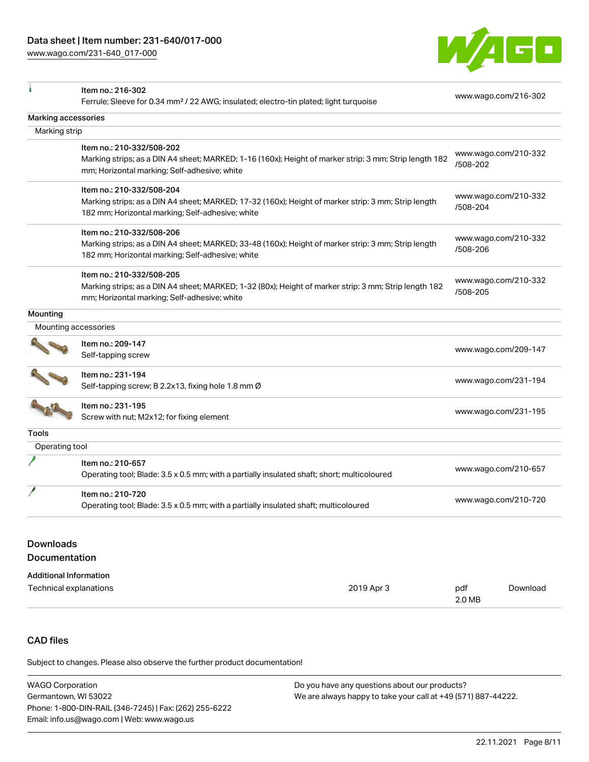| | | |
|---|---|---|
| | Item no.: 216-302<br>Ferrule; Sleeve for 0.34 mm² / 22 AWG; insulated; electro-tin plated; light turquoise | www.wago.com/216-302 |

**Marking accessories**

Marking strip

| | | |
|---|---|---|
| | Item no.: 210-332/508-202<br>Marking strips; as a DIN A4 sheet; MARKED; 1-16 (160x); Height of marker strip: 3 mm; Strip length 182 mm; Horizontal marking; Self-adhesive; white | www.wago.com/210-332/508-202 |
| | Item no.: 210-332/508-204<br>Marking strips; as a DIN A4 sheet; MARKED; 17-32 (160x); Height of marker strip: 3 mm; Strip length 182 mm; Horizontal marking; Self-adhesive; white | www.wago.com/210-332/508-204 |
| | Item no.: 210-332/508-206<br>Marking strips; as a DIN A4 sheet; MARKED; 33-48 (160x); Height of marker strip: 3 mm; Strip length 182 mm; Horizontal marking; Self-adhesive; white | www.wago.com/210-332/508-206 |
| | Item no.: 210-332/508-205<br>Marking strips; as a DIN A4 sheet; MARKED; 1-32 (80x); Height of marker strip: 3 mm; Strip length 182 mm; Horizontal marking; Self-adhesive; white | www.wago.com/210-332/508-205 |

**Mounting**

Mounting accessories

| | | |
|---|---|---|
| | Item no.: 209-147<br>Self-tapping screw | www.wago.com/209-147 |
| | Item no.: 231-194<br>Self-tapping screw; B 2.2x13, fixing hole 1.8 mm Ø | www.wago.com/231-194 |
| | Item no.: 231-195<br>Screw with nut; M2x12; for fixing element | www.wago.com/231-195 |

**Tools**

Operating tool

| | | |
|---|---|---|
| | Item no.: 210-657<br>Operating tool; Blade: 3.5 x 0.5 mm; with a partially insulated shaft; short; multicoloured | www.wago.com/210-657 |
| | Item no.: 210-720<br>Operating tool; Blade: 3.5 x 0.5 mm; with a partially insulated shaft; multicoloured | www.wago.com/210-720 |

## Downloads

## Documentation

**Additional Information**

| | | | |
|---|---|---|---|
| Technical explanations | 2019 Apr 3 | pdf<br>2.0 MB | Download |

## CAD files

Subject to changes. Please also observe the further product documentation!

WAGO Corporation
Germantown, WI 53022
Phone: 1-800-DIN-RAIL (346-7245) | Fax: (262) 255-6222
Email: info.us@wago.com | Web: www.wago.us

Do you have any questions about our products?
We are always happy to take your call at +49 (571) 887-44222.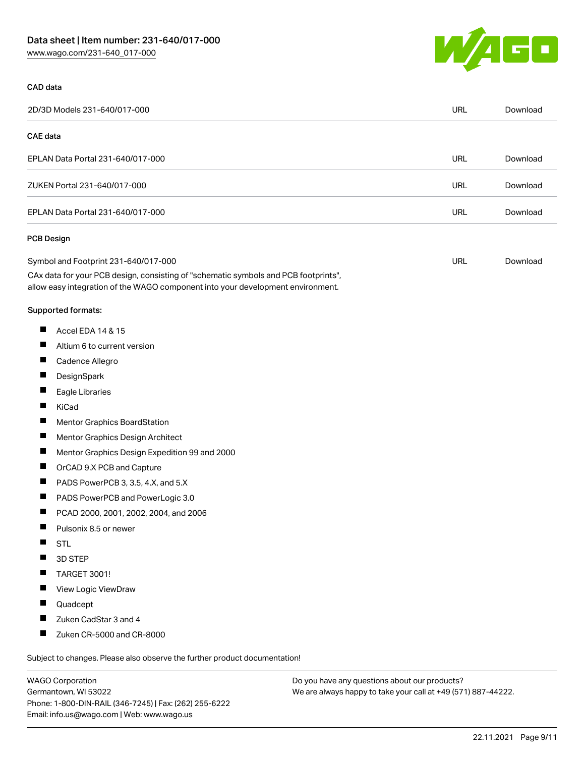### CAD data

| | | |
|---|---|---|
| 2D/3D Models 231-640/017-000 | URL | Download |

### CAE data

| | | |
|---|---|---|
| EPLAN Data Portal 231-640/017-000 | URL | Download |
| ZUKEN Portal 231-640/017-000 | URL | Download |
| EPLAN Data Portal 231-640/017-000 | URL | Download |

### PCB Design

| | | |
|---|---|---|
| Symbol and Footprint 231-640/017-000 | URL | Download |

CAx data for your PCB design, consisting of "schematic symbols and PCB footprints", allow easy integration of the WAGO component into your development environment.

Supported formats:

- Accel EDA 14 & 15
- Altium 6 to current version
- Cadence Allegro
- DesignSpark
- Eagle Libraries
- KiCad
- Mentor Graphics BoardStation
- Mentor Graphics Design Architect
- Mentor Graphics Design Expedition 99 and 2000
- OrCAD 9.X PCB and Capture
- PADS PowerPCB 3, 3.5, 4.X, and 5.X
- PADS PowerPCB and PowerLogic 3.0
- PCAD 2000, 2001, 2002, 2004, and 2006
- Pulsonix 8.5 or newer
- STL
- 3D STEP
- TARGET 3001!
- View Logic ViewDraw
- Quadcept
- Zuken CadStar 3 and 4
- Zuken CR-5000 and CR-8000

Subject to changes. Please also observe the further product documentation!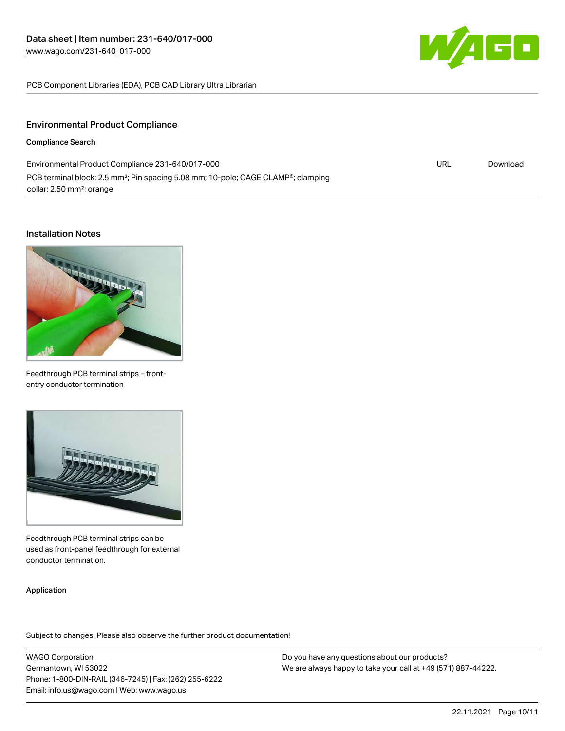PCB Component Libraries (EDA), PCB CAD Library Ultra Librarian

## Environmental Product Compliance

### Compliance Search

| Environmental Product Compliance 231-640/017-000 | URL | Download |
|---|---|---|
| PCB terminal block; 2.5 mm²; Pin spacing 5.08 mm; 10-pole; CAGE CLAMP®; clamping collar; 2,50 mm²; orange | | |

## Installation Notes

Feedthrough PCB terminal strips – front-entry conductor termination

Feedthrough PCB terminal strips can be used as front-panel feedthrough for external conductor termination.

### Application

Subject to changes. Please also observe the further product documentation!

WAGO Corporation
Germantown, WI 53022
Phone: 1-800-DIN-RAIL (346-7245) | Fax: (262) 255-6222
Email: info.us@wago.com | Web: www.wago.us

Do you have any questions about our products?
We are always happy to take your call at +49 (571) 887-44222.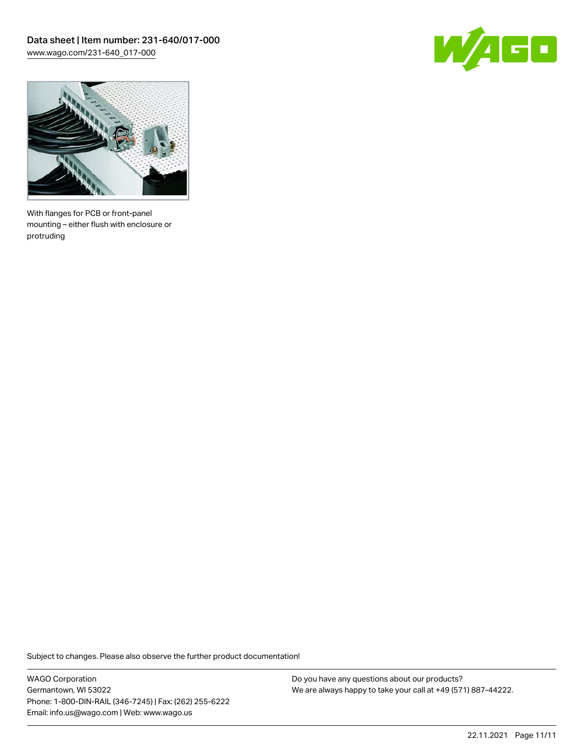With flanges for PCB or front-panel mounting – either flush with enclosure or protruding

Subject to changes. Please also observe the further product documentation!

WAGO Corporation
Germantown, WI 53022
Phone: 1-800-DIN-RAIL (346-7245) | Fax: (262) 255-6222
Email: info.us@wago.com | Web: www.wago.us

Do you have any questions about our products?
We are always happy to take your call at +49 (571) 887-44222.